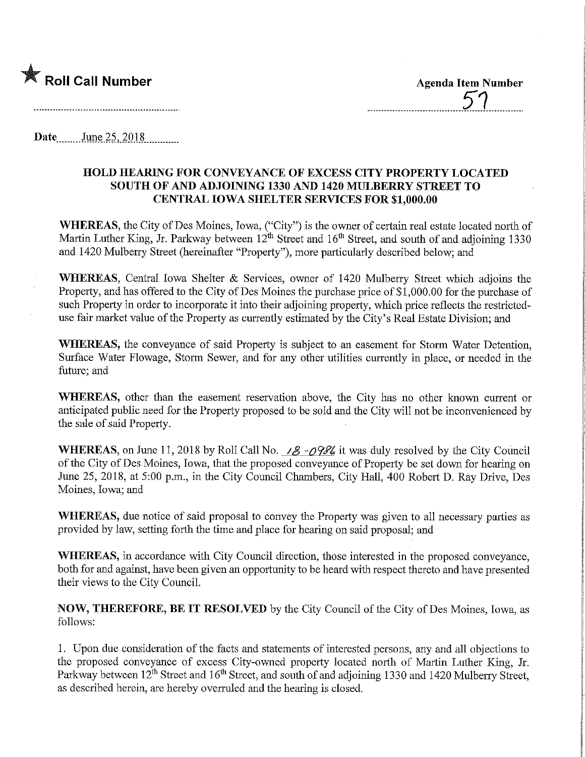★ **Roll Call Number**

**Agenda Item Number**

57

**Date** June 25, 2018

**HOLD HEARING FOR CONVEYANCE OF EXCESS CITY PROPERTY LOCATED SOUTH OF AND ADJOINING 1330 AND 1420 MULBERRY STREET TO CENTRAL IOWA SHELTER SERVICES FOR $1,000.00**

**WHEREAS**, the City of Des Moines, Iowa, ("City") is the owner of certain real estate located north of Martin Luther King, Jr. Parkway between 12th Street and 16th Street, and south of and adjoining 1330 and 1420 Mulberry Street (hereinafter "Property"), more particularly described below; and

**WHEREAS**, Central Iowa Shelter & Services, owner of 1420 Mulberry Street which adjoins the Property, and has offered to the City of Des Moines the purchase price of $1,000.00 for the purchase of such Property in order to incorporate it into their adjoining property, which price reflects the restricted-use fair market value of the Property as currently estimated by the City's Real Estate Division; and

**WHEREAS,** the conveyance of said Property is subject to an easement for Storm Water Detention, Surface Water Flowage, Storm Sewer, and for any other utilities currently in place, or needed in the future; and

**WHEREAS,** other than the easement reservation above, the City has no other known current or anticipated public need for the Property proposed to be sold and the City will not be inconvenienced by the sale of said Property.

**WHEREAS,** on June 11, 2018 by Roll Call No. 18-0986 it was duly resolved by the City Council of the City of Des Moines, Iowa, that the proposed conveyance of Property be set down for hearing on June 25, 2018, at 5:00 p.m., in the City Council Chambers, City Hall, 400 Robert D. Ray Drive, Des Moines, Iowa; and

**WHEREAS,** due notice of said proposal to convey the Property was given to all necessary parties as provided by law, setting forth the time and place for hearing on said proposal; and

**WHEREAS,** in accordance with City Council direction, those interested in the proposed conveyance, both for and against, have been given an opportunity to be heard with respect thereto and have presented their views to the City Council.

**NOW, THEREFORE, BE IT RESOLVED** by the City Council of the City of Des Moines, Iowa, as follows:

1. Upon due consideration of the facts and statements of interested persons, any and all objections to the proposed conveyance of excess City-owned property located north of Martin Luther King, Jr. Parkway between 12th Street and 16th Street, and south of and adjoining 1330 and 1420 Mulberry Street, as described herein, are hereby overruled and the hearing is closed.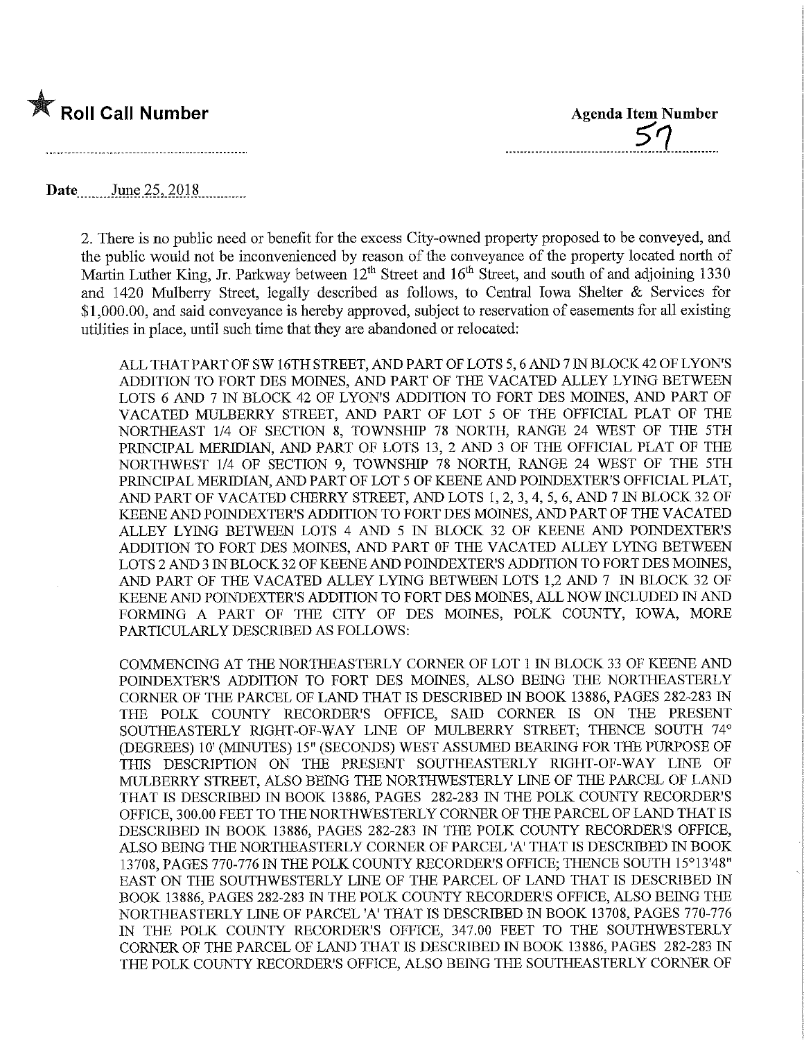★ **Roll Call Number**

**Agenda Item Number**
57

**Date** June 25, 2018

2. There is no public need or benefit for the excess City-owned property proposed to be conveyed, and the public would not be inconvenienced by reason of the conveyance of the property located north of Martin Luther King, Jr. Parkway between 12th Street and 16th Street, and south of and adjoining 1330 and 1420 Mulberry Street, legally described as follows, to Central Iowa Shelter & Services for $1,000.00, and said conveyance is hereby approved, subject to reservation of easements for all existing utilities in place, until such time that they are abandoned or relocated:

ALL THAT PART OF SW 16TH STREET, AND PART OF LOTS 5, 6 AND 7 IN BLOCK 42 OF LYON'S ADDITION TO FORT DES MOINES, AND PART OF THE VACATED ALLEY LYING BETWEEN LOTS 6 AND 7 IN BLOCK 42 OF LYON'S ADDITION TO FORT DES MOINES, AND PART OF VACATED MULBERRY STREET, AND PART OF LOT 5 OF THE OFFICIAL PLAT OF THE NORTHEAST 1/4 OF SECTION 8, TOWNSHIP 78 NORTH, RANGE 24 WEST OF THE 5TH PRINCIPAL MERIDIAN, AND PART OF LOTS 13, 2 AND 3 OF THE OFFICIAL PLAT OF THE NORTHWEST 1/4 OF SECTION 9, TOWNSHIP 78 NORTH, RANGE 24 WEST OF THE 5TH PRINCIPAL MERIDIAN, AND PART OF LOT 5 OF KEENE AND POINDEXTER'S OFFICIAL PLAT, AND PART OF VACATED CHERRY STREET, AND LOTS 1, 2, 3, 4, 5, 6, AND 7 IN BLOCK 32 OF KEENE AND POINDEXTER'S ADDITION TO FORT DES MOINES, AND PART OF THE VACATED ALLEY LYING BETWEEN LOTS 4 AND 5 IN BLOCK 32 OF KEENE AND POINDEXTER'S ADDITION TO FORT DES MOINES, AND PART 0F THE VACATED ALLEY LYING BETWEEN LOTS 2 AND 3 IN BLOCK 32 OF KEENE AND POINDEXTER'S ADDITION TO FORT DES MOINES, AND PART OF THE VACATED ALLEY LYING BETWEEN LOTS 1,2 AND 7 IN BLOCK 32 OF KEENE AND POINDEXTER'S ADDITION TO FORT DES MOINES, ALL NOW INCLUDED IN AND FORMING A PART OF THE CITY OF DES MOINES, POLK COUNTY, IOWA, MORE PARTICULARLY DESCRIBED AS FOLLOWS:

COMMENCING AT THE NORTHEASTERLY CORNER OF LOT 1 IN BLOCK 33 OF KEENE AND POINDEXTER'S ADDITION TO FORT DES MOINES, ALSO BEING THE NORTHEASTERLY CORNER OF THE PARCEL OF LAND THAT IS DESCRIBED IN BOOK 13886, PAGES 282-283 IN THE POLK COUNTY RECORDER'S OFFICE, SAID CORNER IS ON THE PRESENT SOUTHEASTERLY RIGHT-OF-WAY LINE OF MULBERRY STREET; THENCE SOUTH 74° (DEGREES) 10' (MINUTES) 15" (SECONDS) WEST ASSUMED BEARING FOR THE PURPOSE OF THIS DESCRIPTION ON THE PRESENT SOUTHEASTERLY RIGHT-OF-WAY LINE OF MULBERRY STREET, ALSO BEING THE NORTHWESTERLY LINE OF THE PARCEL OF LAND THAT IS DESCRIBED IN BOOK 13886, PAGES 282-283 IN THE POLK COUNTY RECORDER'S OFFICE, 300.00 FEET TO THE NORTHWESTERLY CORNER OF THE PARCEL OF LAND THAT IS DESCRIBED IN BOOK 13886, PAGES 282-283 IN THE POLK COUNTY RECORDER'S OFFICE, ALSO BEING THE NORTHEASTERLY CORNER OF PARCEL 'A' THAT IS DESCRIBED IN BOOK 13708, PAGES 770-776 IN THE POLK COUNTY RECORDER'S OFFICE; THENCE SOUTH 15°13'48" EAST ON THE SOUTHWESTERLY LINE OF THE PARCEL OF LAND THAT IS DESCRIBED IN BOOK 13886, PAGES 282-283 IN THE POLK COUNTY RECORDER'S OFFICE, ALSO BEING THE NORTHEASTERLY LINE OF PARCEL 'A' THAT IS DESCRIBED IN BOOK 13708, PAGES 770-776 IN THE POLK COUNTY RECORDER'S OFFICE, 347.00 FEET TO THE SOUTHWESTERLY CORNER OF THE PARCEL OF LAND THAT IS DESCRIBED IN BOOK 13886, PAGES 282-283 IN THE POLK COUNTY RECORDER'S OFFICE, ALSO BEING THE SOUTHEASTERLY CORNER OF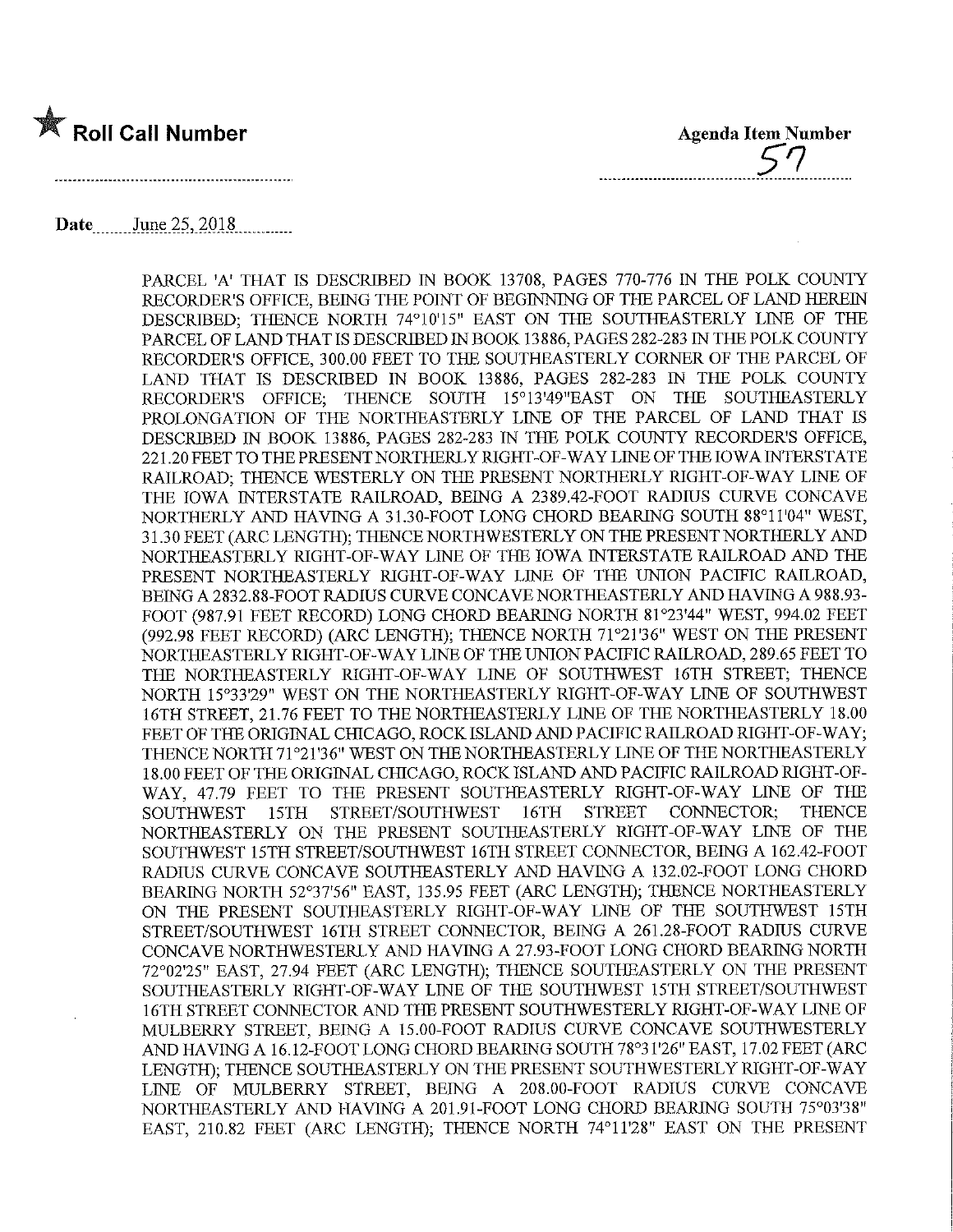★ **Roll Call Number**

**Agenda Item Number**
57

**Date** June 25, 2018

PARCEL 'A' THAT IS DESCRIBED IN BOOK 13708, PAGES 770-776 IN THE POLK COUNTY RECORDER'S OFFICE, BEING THE POINT OF BEGINNING OF THE PARCEL OF LAND HEREIN DESCRIBED; THENCE NORTH 74°10'15" EAST ON THE SOUTHEASTERLY LINE OF THE PARCEL OF LAND THAT IS DESCRIBED IN BOOK 13886, PAGES 282-283 IN THE POLK COUNTY RECORDER'S OFFICE, 300.00 FEET TO THE SOUTHEASTERLY CORNER OF THE PARCEL OF LAND THAT IS DESCRIBED IN BOOK 13886, PAGES 282-283 IN THE POLK COUNTY RECORDER'S OFFICE; THENCE SOUTH 15°13'49"EAST ON THE SOUTHEASTERLY PROLONGATION OF THE NORTHEASTERLY LINE OF THE PARCEL OF LAND THAT IS DESCRIBED IN BOOK 13886, PAGES 282-283 IN THE POLK COUNTY RECORDER'S OFFICE, 221.20 FEET TO THE PRESENT NORTHERLY RIGHT-OF-WAY LINE OF THE IOWA INTERSTATE RAILROAD; THENCE WESTERLY ON THE PRESENT NORTHERLY RIGHT-OF-WAY LINE OF THE IOWA INTERSTATE RAILROAD, BEING A 2389.42-FOOT RADIUS CURVE CONCAVE NORTHERLY AND HAVING A 31.30-FOOT LONG CHORD BEARING SOUTH 88°11'04" WEST, 31.30 FEET (ARC LENGTH); THENCE NORTHWESTERLY ON THE PRESENT NORTHERLY AND NORTHEASTERLY RIGHT-OF-WAY LINE OF THE IOWA INTERSTATE RAILROAD AND THE PRESENT NORTHEASTERLY RIGHT-OF-WAY LINE OF THE UNION PACIFIC RAILROAD, BEING A 2832.88-FOOT RADIUS CURVE CONCAVE NORTHEASTERLY AND HAVING A 988.93-FOOT (987.91 FEET RECORD) LONG CHORD BEARING NORTH 81°23'44" WEST, 994.02 FEET (992.98 FEET RECORD) (ARC LENGTH); THENCE NORTH 71°21'36" WEST ON THE PRESENT NORTHEASTERLY RIGHT-OF-WAY LINE OF THE UNION PACIFIC RAILROAD, 289.65 FEET TO THE NORTHEASTERLY RIGHT-OF-WAY LINE OF SOUTHWEST 16TH STREET; THENCE NORTH 15°33'29" WEST ON THE NORTHEASTERLY RIGHT-OF-WAY LINE OF SOUTHWEST 16TH STREET, 21.76 FEET TO THE NORTHEASTERLY LINE OF THE NORTHEASTERLY 18.00 FEET OF THE ORIGINAL CHICAGO, ROCK ISLAND AND PACIFIC RAILROAD RIGHT-OF-WAY; THENCE NORTH 71°21'36" WEST ON THE NORTHEASTERLY LINE OF THE NORTHEASTERLY 18.00 FEET OF THE ORIGINAL CHICAGO, ROCK ISLAND AND PACIFIC RAILROAD RIGHT-OF-WAY, 47.79 FEET TO THE PRESENT SOUTHEASTERLY RIGHT-OF-WAY LINE OF THE SOUTHWEST 15TH STREET/SOUTHWEST 16TH STREET CONNECTOR; THENCE NORTHEASTERLY ON THE PRESENT SOUTHEASTERLY RIGHT-OF-WAY LINE OF THE SOUTHWEST 15TH STREET/SOUTHWEST 16TH STREET CONNECTOR, BEING A 162.42-FOOT RADIUS CURVE CONCAVE SOUTHEASTERLY AND HAVING A 132.02-FOOT LONG CHORD BEARING NORTH 52°37'56" EAST, 135.95 FEET (ARC LENGTH); THENCE NORTHEASTERLY ON THE PRESENT SOUTHEASTERLY RIGHT-OF-WAY LINE OF THE SOUTHWEST 15TH STREET/SOUTHWEST 16TH STREET CONNECTOR, BEING A 261.28-FOOT RADIUS CURVE CONCAVE NORTHWESTERLY AND HAVING A 27.93-FOOT LONG CHORD BEARING NORTH 72°02'25" EAST, 27.94 FEET (ARC LENGTH); THENCE SOUTHEASTERLY ON THE PRESENT SOUTHEASTERLY RIGHT-OF-WAY LINE OF THE SOUTHWEST 15TH STREET/SOUTHWEST 16TH STREET CONNECTOR AND THE PRESENT SOUTHWESTERLY RIGHT-OF-WAY LINE OF MULBERRY STREET, BEING A 15.00-FOOT RADIUS CURVE CONCAVE SOUTHWESTERLY AND HAVING A 16.12-FOOT LONG CHORD BEARING SOUTH 78°31'26" EAST, 17.02 FEET (ARC LENGTH); THENCE SOUTHEASTERLY ON THE PRESENT SOUTHWESTERLY RIGHT-OF-WAY LINE OF MULBERRY STREET, BEING A 208.00-FOOT RADIUS CURVE CONCAVE NORTHEASTERLY AND HAVING A 201.91-FOOT LONG CHORD BEARING SOUTH 75°03'38" EAST, 210.82 FEET (ARC LENGTH); THENCE NORTH 74°11'28" EAST ON THE PRESENT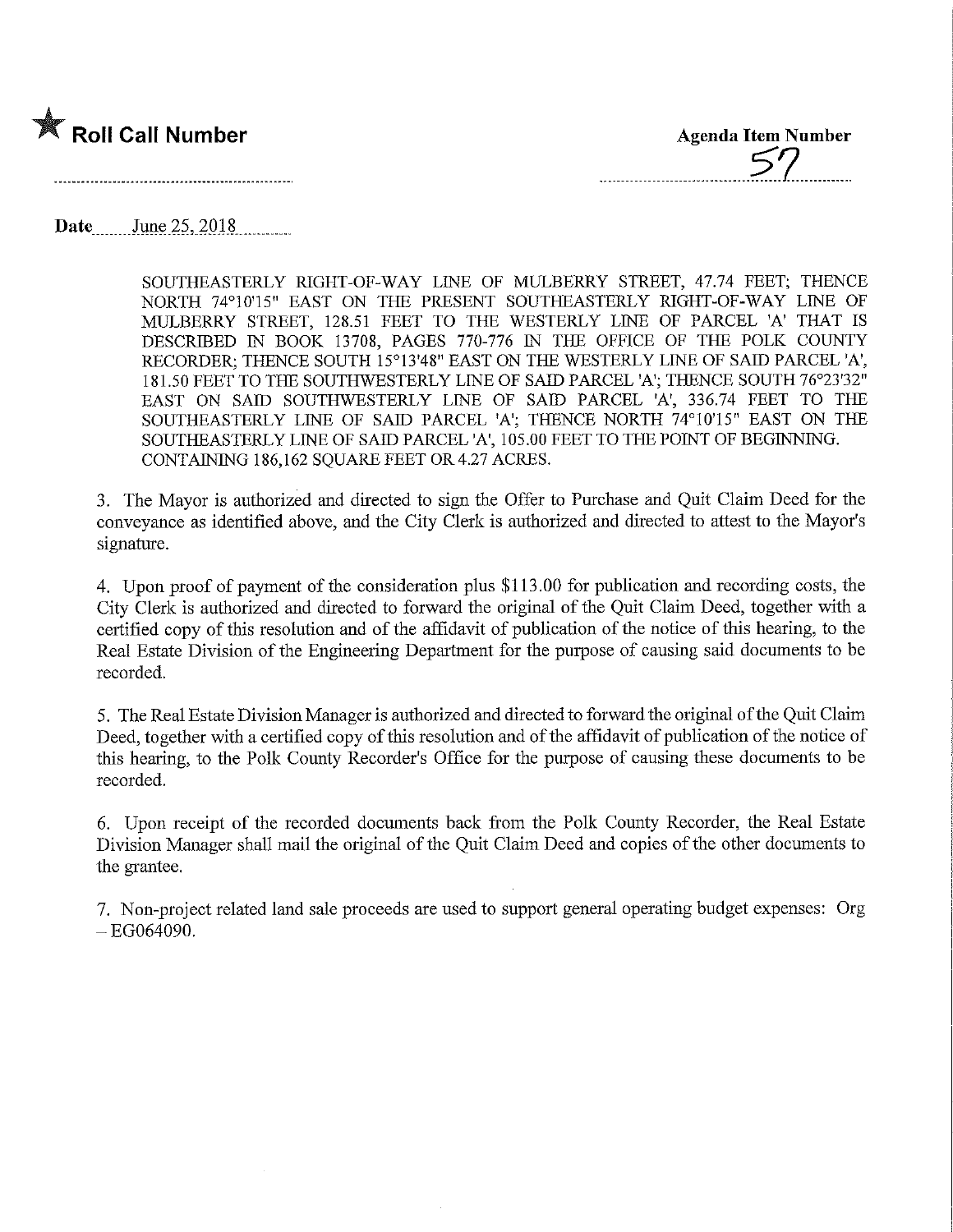★ **Roll Call Number**

**Agenda Item Number**
57

**Date** June 25, 2018

SOUTHEASTERLY RIGHT-OF-WAY LINE OF MULBERRY STREET, 47.74 FEET; THENCE NORTH 74°10'15" EAST ON THE PRESENT SOUTHEASTERLY RIGHT-OF-WAY LINE OF MULBERRY STREET, 128.51 FEET TO THE WESTERLY LINE OF PARCEL 'A' THAT IS DESCRIBED IN BOOK 13708, PAGES 770-776 IN THE OFFICE OF THE POLK COUNTY RECORDER; THENCE SOUTH 15°13'48" EAST ON THE WESTERLY LINE OF SAID PARCEL 'A', 181.50 FEET TO THE SOUTHWESTERLY LINE OF SAID PARCEL 'A'; THENCE SOUTH 76°23'32" EAST ON SAID SOUTHWESTERLY LINE OF SAID PARCEL 'A', 336.74 FEET TO THE SOUTHEASTERLY LINE OF SAID PARCEL 'A'; THENCE NORTH 74°10'15" EAST ON THE SOUTHEASTERLY LINE OF SAID PARCEL 'A', 105.00 FEET TO THE POINT OF BEGINNING. CONTAINING 186,162 SQUARE FEET OR 4.27 ACRES.

3. The Mayor is authorized and directed to sign the Offer to Purchase and Quit Claim Deed for the conveyance as identified above, and the City Clerk is authorized and directed to attest to the Mayor's signature.

4. Upon proof of payment of the consideration plus $113.00 for publication and recording costs, the City Clerk is authorized and directed to forward the original of the Quit Claim Deed, together with a certified copy of this resolution and of the affidavit of publication of the notice of this hearing, to the Real Estate Division of the Engineering Department for the purpose of causing said documents to be recorded.

5. The Real Estate Division Manager is authorized and directed to forward the original of the Quit Claim Deed, together with a certified copy of this resolution and of the affidavit of publication of the notice of this hearing, to the Polk County Recorder's Office for the purpose of causing these documents to be recorded.

6. Upon receipt of the recorded documents back from the Polk County Recorder, the Real Estate Division Manager shall mail the original of the Quit Claim Deed and copies of the other documents to the grantee.

7. Non-project related land sale proceeds are used to support general operating budget expenses: Org – EG064090.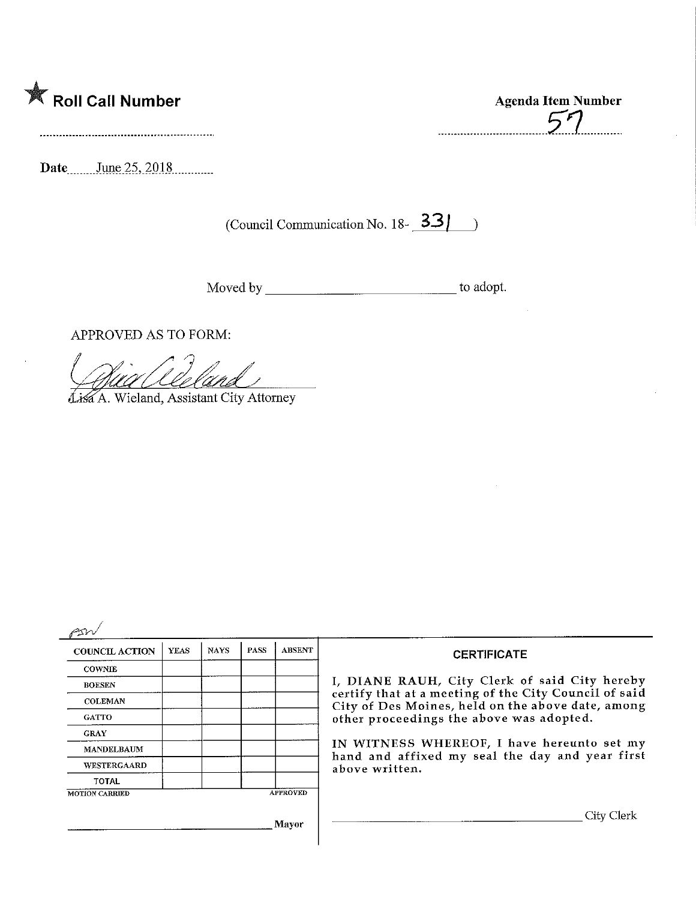★ **Roll Call Number**

**Agenda Item Number**
57

**Date** June 25, 2018

(Council Communication No. 18- 331 )

Moved by ______________________ to adopt.

APPROVED AS TO FORM:

Lisa A. Wieland, Assistant City Attorney

| COUNCIL ACTION | YEAS | NAYS | PASS | ABSENT |
|---|---|---|---|---|
| COWNIE | | | | |
| BOESEN | | | | |
| COLEMAN | | | | |
| GATTO | | | | |
| GRAY | | | | |
| MANDELBAUM | | | | |
| WESTERGAARD | | | | |
| TOTAL | | | | |

MOTION CARRIED APPROVED

______________________ Mayor

**CERTIFICATE**

I, DIANE RAUH, City Clerk of said City hereby certify that at a meeting of the City Council of said City of Des Moines, held on the above date, among other proceedings the above was adopted.

IN WITNESS WHEREOF, I have hereunto set my hand and affixed my seal the day and year first above written.

______________________ City Clerk